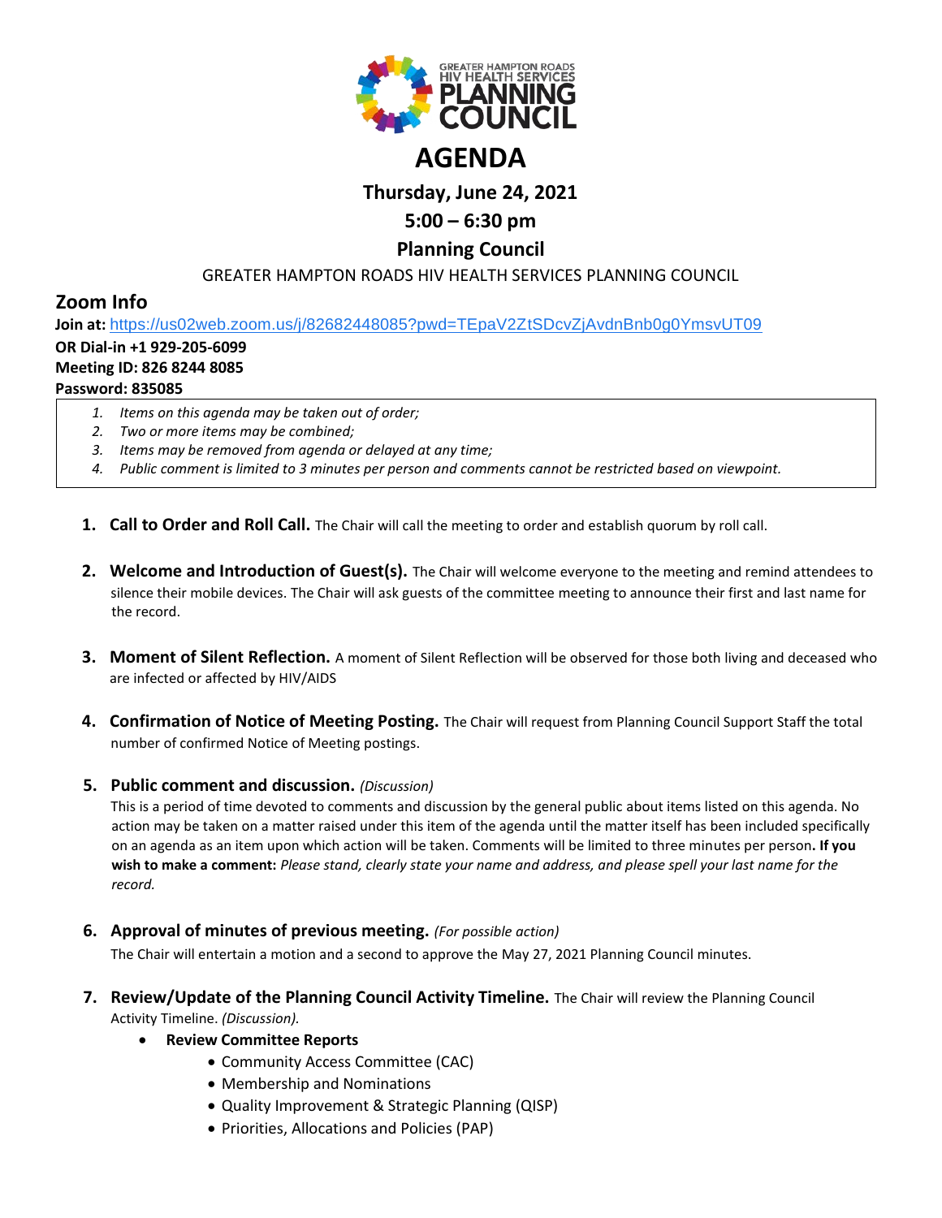GREATER HAMPTON ROADS HIV HEALTH SERVICES PLANNING COUNCIL

# AGENDA

## Thursday, June 24, 2021

## 5:00 – 6:30 pm

## Planning Council

GREATER HAMPTON ROADS HIV HEALTH SERVICES PLANNING COUNCIL

## Zoom Info

**Join at:** https://us02web.zoom.us/j/82682448085?pwd=TEpaV2ZtSDcvZjAvdnBnb0g0YmsvUT09

**OR Dial-in +1 929-205-6099**

**Meeting ID: 826 8244 8085**

**Password: 835085**

1. *Items on this agenda may be taken out of order;*
2. *Two or more items may be combined;*
3. *Items may be removed from agenda or delayed at any time;*
4. *Public comment is limited to 3 minutes per person and comments cannot be restricted based on viewpoint.*

1. **Call to Order and Roll Call.** The Chair will call the meeting to order and establish quorum by roll call.

2. **Welcome and Introduction of Guest(s).** The Chair will welcome everyone to the meeting and remind attendees to silence their mobile devices. The Chair will ask guests of the committee meeting to announce their first and last name for the record.

3. **Moment of Silent Reflection.** A moment of Silent Reflection will be observed for those both living and deceased who are infected or affected by HIV/AIDS

4. **Confirmation of Notice of Meeting Posting.** The Chair will request from Planning Council Support Staff the total number of confirmed Notice of Meeting postings.

5. **Public comment and discussion.** *(Discussion)*
   This is a period of time devoted to comments and discussion by the general public about items listed on this agenda. No action may be taken on a matter raised under this item of the agenda until the matter itself has been included specifically on an agenda as an item upon which action will be taken. Comments will be limited to three minutes per person. **If you wish to make a comment:** *Please stand, clearly state your name and address, and please spell your last name for the record.*

6. **Approval of minutes of previous meeting.** *(For possible action)*
   The Chair will entertain a motion and a second to approve the May 27, 2021 Planning Council minutes.

7. **Review/Update of the Planning Council Activity Timeline.** The Chair will review the Planning Council Activity Timeline. *(Discussion).*
   - **Review Committee Reports**
     - Community Access Committee (CAC)
     - Membership and Nominations
     - Quality Improvement & Strategic Planning (QISP)
     - Priorities, Allocations and Policies (PAP)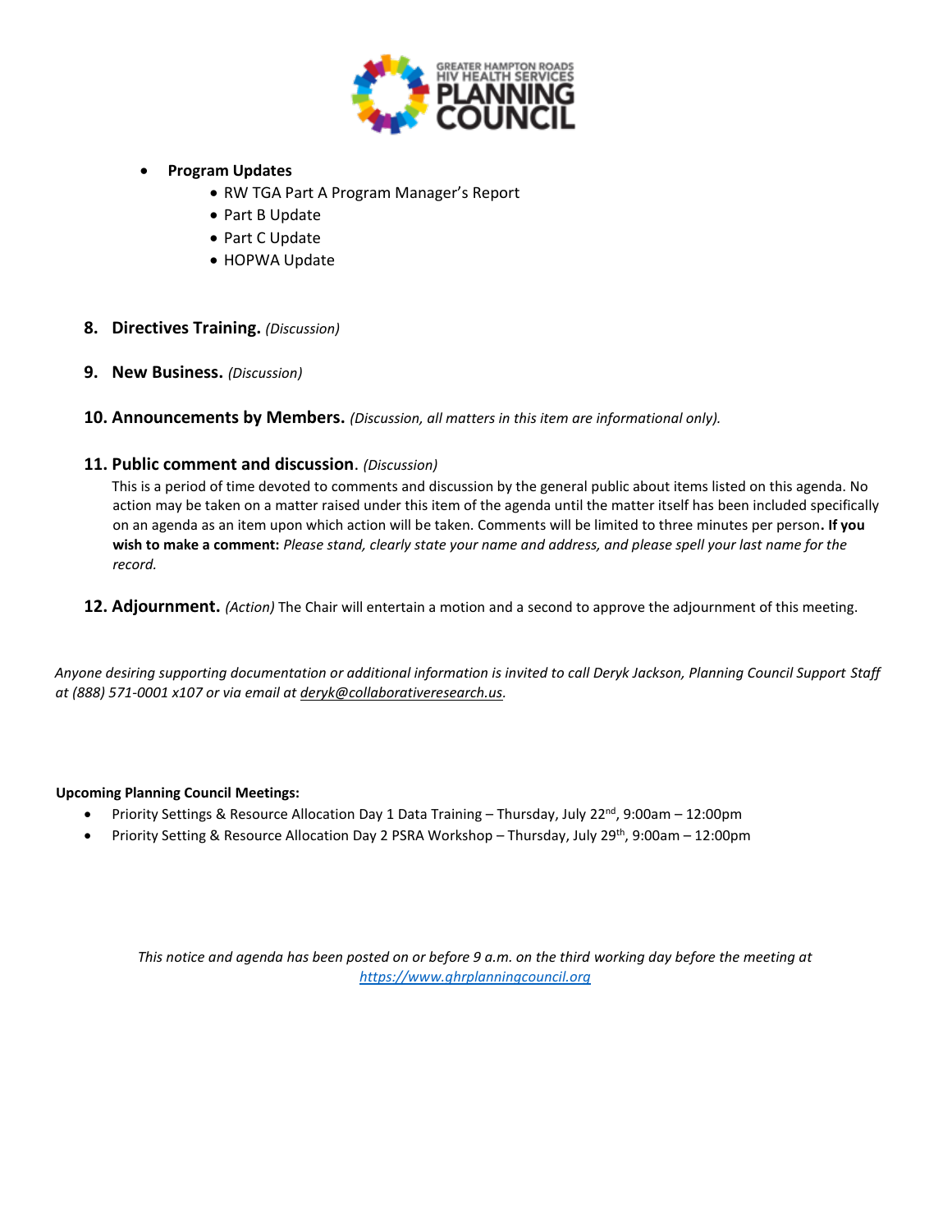- **Program Updates**
  - RW TGA Part A Program Manager's Report
  - Part B Update
  - Part C Update
  - HOPWA Update

**8. Directives Training.** *(Discussion)*

**9. New Business.** *(Discussion)*

**10. Announcements by Members.** *(Discussion, all matters in this item are informational only).*

**11. Public comment and discussion**. *(Discussion)*

This is a period of time devoted to comments and discussion by the general public about items listed on this agenda. No action may be taken on a matter raised under this item of the agenda until the matter itself has been included specifically on an agenda as an item upon which action will be taken. Comments will be limited to three minutes per person**. If you wish to make a comment:** *Please stand, clearly state your name and address, and please spell your last name for the record.*

**12. Adjournment.** *(Action)* The Chair will entertain a motion and a second to approve the adjournment of this meeting.

*Anyone desiring supporting documentation or additional information is invited to call Deryk Jackson, Planning Council Support Staff at (888) 571-0001 x107 or via email at deryk@collaborativeresearch.us.*

**Upcoming Planning Council Meetings:**

- Priority Settings & Resource Allocation Day 1 Data Training – Thursday, July 22nd, 9:00am – 12:00pm
- Priority Setting & Resource Allocation Day 2 PSRA Workshop – Thursday, July 29th, 9:00am – 12:00pm

*This notice and agenda has been posted on or before 9 a.m. on the third working day before the meeting at https://www.ghrplanningcouncil.org*